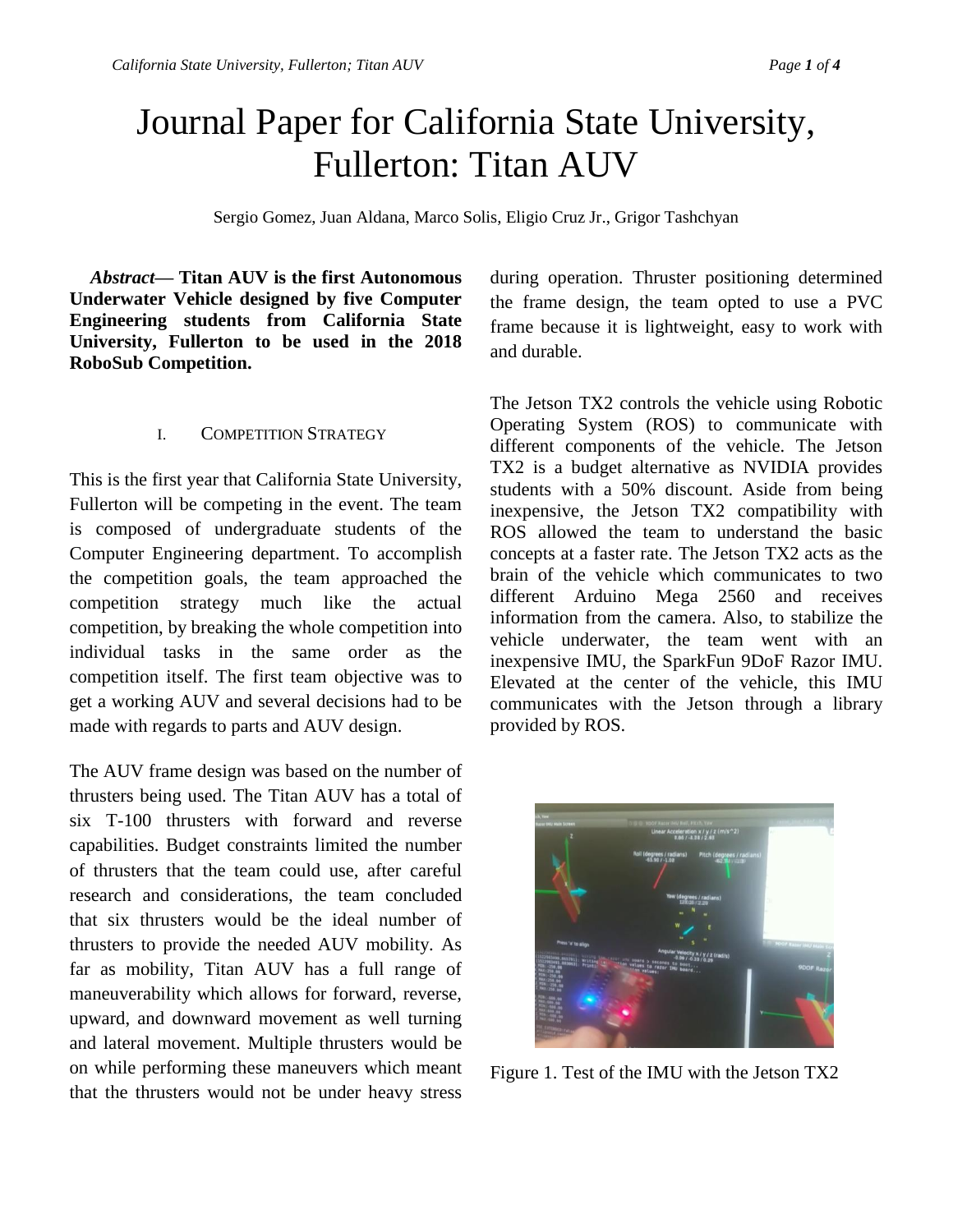# Journal Paper for California State University, Fullerton: Titan AUV

Sergio Gomez, Juan Aldana, Marco Solis, Eligio Cruz Jr., Grigor Tashchyan

***Abstract*— Titan AUV is the first Autonomous Underwater Vehicle designed by five Computer Engineering students from California State University, Fullerton to be used in the 2018 RoboSub Competition.**

## I. Competition Strategy

This is the first year that California State University, Fullerton will be competing in the event. The team is composed of undergraduate students of the Computer Engineering department. To accomplish the competition goals, the team approached the competition strategy much like the actual competition, by breaking the whole competition into individual tasks in the same order as the competition itself. The first team objective was to get a working AUV and several decisions had to be made with regards to parts and AUV design.

The AUV frame design was based on the number of thrusters being used. The Titan AUV has a total of six T-100 thrusters with forward and reverse capabilities. Budget constraints limited the number of thrusters that the team could use, after careful research and considerations, the team concluded that six thrusters would be the ideal number of thrusters to provide the needed AUV mobility. As far as mobility, Titan AUV has a full range of maneuverability which allows for forward, reverse, upward, and downward movement as well turning and lateral movement. Multiple thrusters would be on while performing these maneuvers which meant that the thrusters would not be under heavy stress during operation. Thruster positioning determined the frame design, the team opted to use a PVC frame because it is lightweight, easy to work with and durable.

The Jetson TX2 controls the vehicle using Robotic Operating System (ROS) to communicate with different components of the vehicle. The Jetson TX2 is a budget alternative as NVIDIA provides students with a 50% discount. Aside from being inexpensive, the Jetson TX2 compatibility with ROS allowed the team to understand the basic concepts at a faster rate. The Jetson TX2 acts as the brain of the vehicle which communicates to two different Arduino Mega 2560 and receives information from the camera. Also, to stabilize the vehicle underwater, the team went with an inexpensive IMU, the SparkFun 9DoF Razor IMU. Elevated at the center of the vehicle, this IMU communicates with the Jetson through a library provided by ROS.

Figure 1. Test of the IMU with the Jetson TX2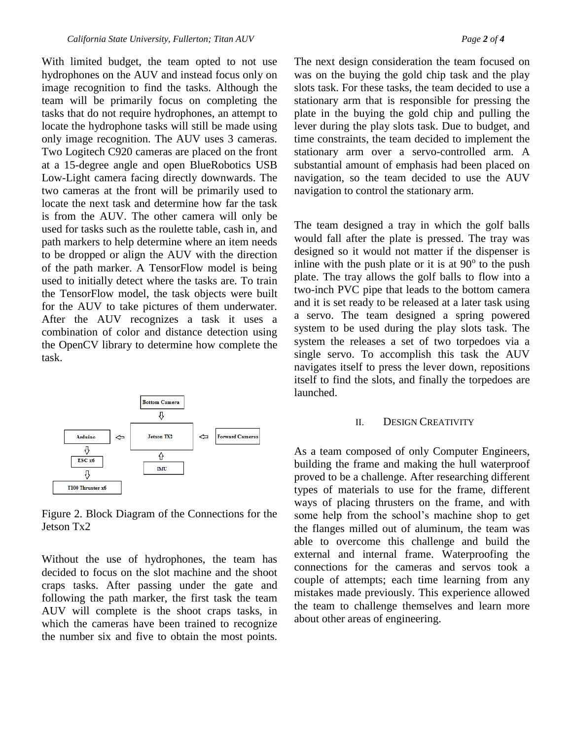With limited budget, the team opted to not use hydrophones on the AUV and instead focus only on image recognition to find the tasks. Although the team will be primarily focus on completing the tasks that do not require hydrophones, an attempt to locate the hydrophone tasks will still be made using only image recognition. The AUV uses 3 cameras. Two Logitech C920 cameras are placed on the front at a 15-degree angle and open BlueRobotics USB Low-Light camera facing directly downwards. The two cameras at the front will be primarily used to locate the next task and determine how far the task is from the AUV. The other camera will only be used for tasks such as the roulette table, cash in, and path markers to help determine where an item needs to be dropped or align the AUV with the direction of the path marker. A TensorFlow model is being used to initially detect where the tasks are. To train the TensorFlow model, the task objects were built for the AUV to take pictures of them underwater. After the AUV recognizes a task it uses a combination of color and distance detection using the OpenCV library to determine how complete the task.

Bottom Camera ⇩ Jetson TX2 ⇦ Forward Cameras

IMU ⇧ Jetson TX2

Jetson TX2 ⇨ Arduino ⇩ ESC x6 ⇩ T100 Thruster x6

Figure 2. Block Diagram of the Connections for the Jetson Tx2

Without the use of hydrophones, the team has decided to focus on the slot machine and the shoot craps tasks. After passing under the gate and following the path marker, the first task the team AUV will complete is the shoot craps tasks, in which the cameras have been trained to recognize the number six and five to obtain the most points.

The next design consideration the team focused on was on the buying the gold chip task and the play slots task. For these tasks, the team decided to use a stationary arm that is responsible for pressing the plate in the buying the gold chip and pulling the lever during the play slots task. Due to budget, and time constraints, the team decided to implement the stationary arm over a servo-controlled arm. A substantial amount of emphasis had been placed on navigation, so the team decided to use the AUV navigation to control the stationary arm.

The team designed a tray in which the golf balls would fall after the plate is pressed. The tray was designed so it would not matter if the dispenser is inline with the push plate or it is at $90^o$ to the push plate. The tray allows the golf balls to flow into a two-inch PVC pipe that leads to the bottom camera and it is set ready to be released at a later task using a servo. The team designed a spring powered system to be used during the play slots task. The system the releases a set of two torpedoes via a single servo. To accomplish this task the AUV navigates itself to press the lever down, repositions itself to find the slots, and finally the torpedoes are launched.

## II. Design Creativity

As a team composed of only Computer Engineers, building the frame and making the hull waterproof proved to be a challenge. After researching different types of materials to use for the frame, different ways of placing thrusters on the frame, and with some help from the school's machine shop to get the flanges milled out of aluminum, the team was able to overcome this challenge and build the external and internal frame. Waterproofing the connections for the cameras and servos took a couple of attempts; each time learning from any mistakes made previously. This experience allowed the team to challenge themselves and learn more about other areas of engineering.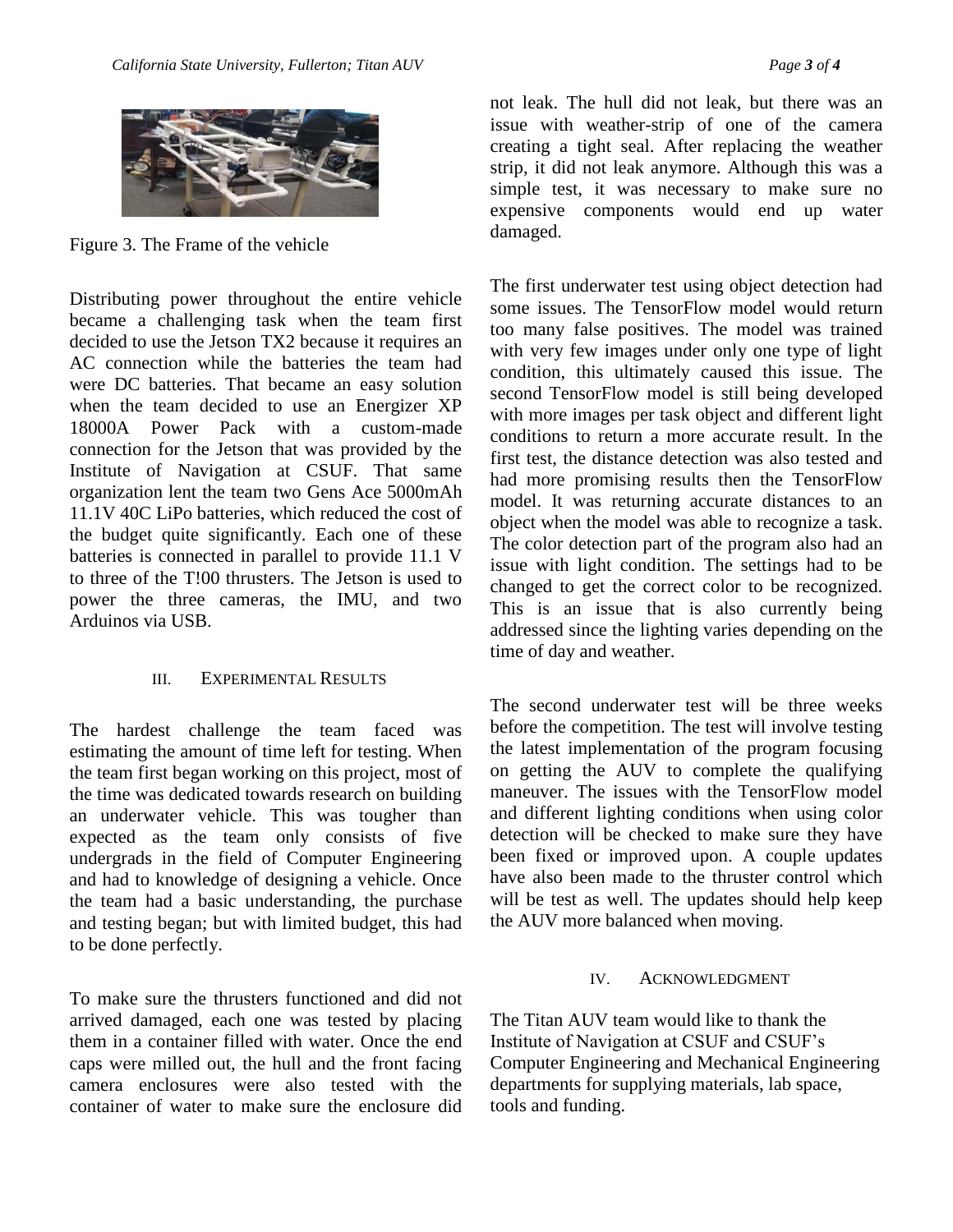Figure 3. The Frame of the vehicle

Distributing power throughout the entire vehicle became a challenging task when the team first decided to use the Jetson TX2 because it requires an AC connection while the batteries the team had were DC batteries. That became an easy solution when the team decided to use an Energizer XP 18000A Power Pack with a custom-made connection for the Jetson that was provided by the Institute of Navigation at CSUF. That same organization lent the team two Gens Ace 5000mAh 11.1V 40C LiPo batteries, which reduced the cost of the budget quite significantly. Each one of these batteries is connected in parallel to provide 11.1 V to three of the T!00 thrusters. The Jetson is used to power the three cameras, the IMU, and two Arduinos via USB.

## III. Experimental Results

The hardest challenge the team faced was estimating the amount of time left for testing. When the team first began working on this project, most of the time was dedicated towards research on building an underwater vehicle. This was tougher than expected as the team only consists of five undergrads in the field of Computer Engineering and had to knowledge of designing a vehicle. Once the team had a basic understanding, the purchase and testing began; but with limited budget, this had to be done perfectly.

To make sure the thrusters functioned and did not arrived damaged, each one was tested by placing them in a container filled with water. Once the end caps were milled out, the hull and the front facing camera enclosures were also tested with the container of water to make sure the enclosure did not leak. The hull did not leak, but there was an issue with weather-strip of one of the camera creating a tight seal. After replacing the weather strip, it did not leak anymore. Although this was a simple test, it was necessary to make sure no expensive components would end up water damaged.

The first underwater test using object detection had some issues. The TensorFlow model would return too many false positives. The model was trained with very few images under only one type of light condition, this ultimately caused this issue. The second TensorFlow model is still being developed with more images per task object and different light conditions to return a more accurate result. In the first test, the distance detection was also tested and had more promising results then the TensorFlow model. It was returning accurate distances to an object when the model was able to recognize a task. The color detection part of the program also had an issue with light condition. The settings had to be changed to get the correct color to be recognized. This is an issue that is also currently being addressed since the lighting varies depending on the time of day and weather.

The second underwater test will be three weeks before the competition. The test will involve testing the latest implementation of the program focusing on getting the AUV to complete the qualifying maneuver. The issues with the TensorFlow model and different lighting conditions when using color detection will be checked to make sure they have been fixed or improved upon. A couple updates have also been made to the thruster control which will be test as well. The updates should help keep the AUV more balanced when moving.

## IV. Acknowledgment

The Titan AUV team would like to thank the Institute of Navigation at CSUF and CSUF's Computer Engineering and Mechanical Engineering departments for supplying materials, lab space, tools and funding.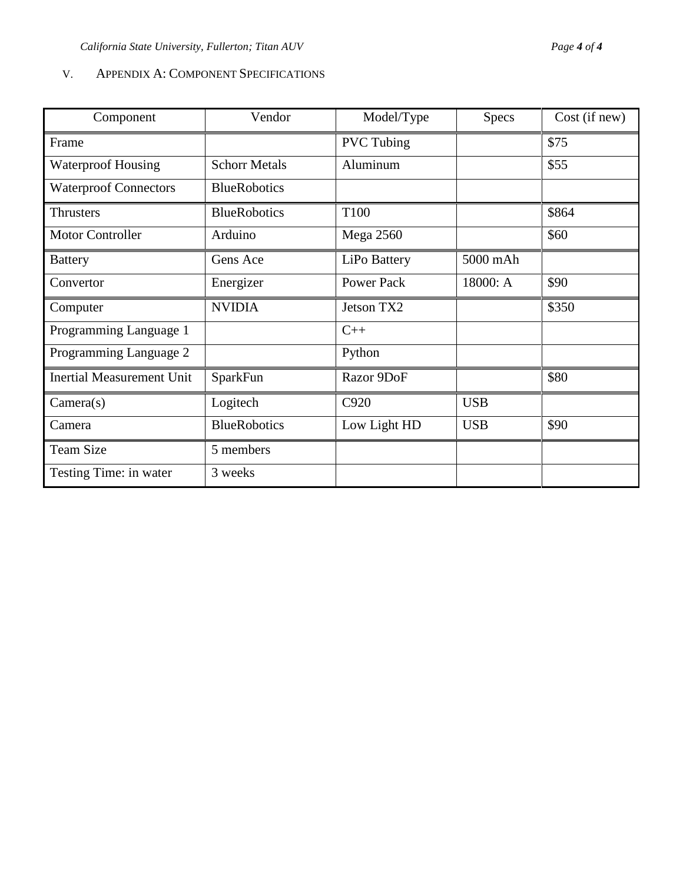## V. Appendix A: Component Specifications

| Component | Vendor | Model/Type | Specs | Cost (if new) |
|---|---|---|---|---|
| Frame | | PVC Tubing | | $75 |
| Waterproof Housing | Schorr Metals | Aluminum | | $55 |
| Waterproof Connectors | BlueRobotics | | | |
| Thrusters | BlueRobotics | T100 | | $864 |
| Motor Controller | Arduino | Mega 2560 | | $60 |
| Battery | Gens Ace | LiPo Battery | 5000 mAh | |
| Convertor | Energizer | Power Pack | 18000: A | $90 |
| Computer | NVIDIA | Jetson TX2 | | $350 |
| Programming Language 1 | | C++ | | |
| Programming Language 2 | | Python | | |
| Inertial Measurement Unit | SparkFun | Razor 9DoF | | $80 |
| Camera(s) | Logitech | C920 | USB | |
| Camera | BlueRobotics | Low Light HD | USB | $90 |
| Team Size | 5 members | | | |
| Testing Time: in water | 3 weeks | | | |